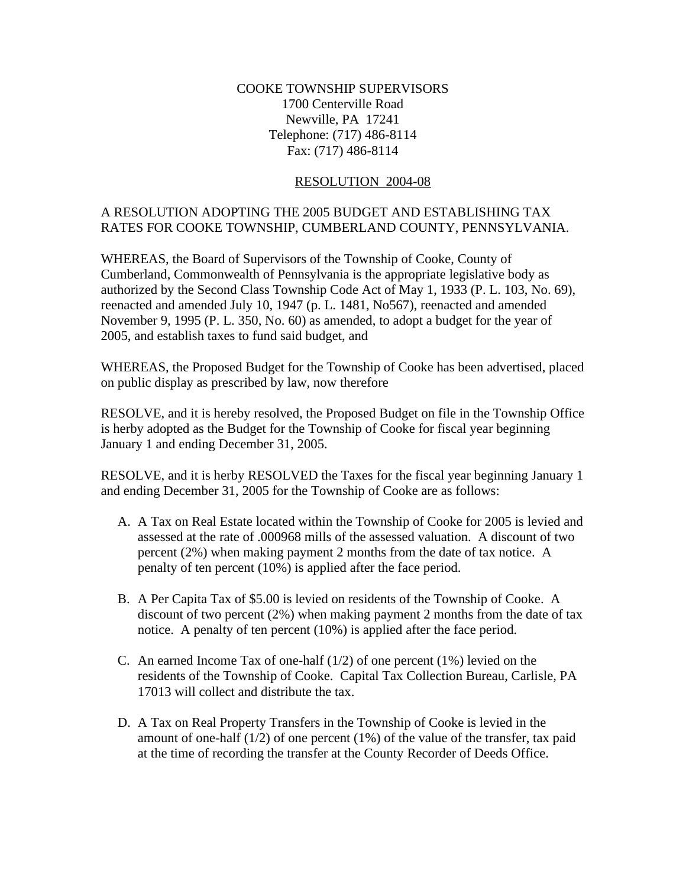COOKE TOWNSHIP SUPERVISORS
1700 Centerville Road
Newville, PA 17241
Telephone: (717) 486-8114
Fax: (717) 486-8114

<u>RESOLUTION 2004-08</u>

A RESOLUTION ADOPTING THE 2005 BUDGET AND ESTABLISHING TAX RATES FOR COOKE TOWNSHIP, CUMBERLAND COUNTY, PENNSYLVANIA.

WHEREAS, the Board of Supervisors of the Township of Cooke, County of Cumberland, Commonwealth of Pennsylvania is the appropriate legislative body as authorized by the Second Class Township Code Act of May 1, 1933 (P. L. 103, No. 69), reenacted and amended July 10, 1947 (p. L. 1481, No567), reenacted and amended November 9, 1995 (P. L. 350, No. 60) as amended, to adopt a budget for the year of 2005, and establish taxes to fund said budget, and

WHEREAS, the Proposed Budget for the Township of Cooke has been advertised, placed on public display as prescribed by law, now therefore

RESOLVE, and it is hereby resolved, the Proposed Budget on file in the Township Office is herby adopted as the Budget for the Township of Cooke for fiscal year beginning January 1 and ending December 31, 2005.

RESOLVE, and it is herby RESOLVED the Taxes for the fiscal year beginning January 1 and ending December 31, 2005 for the Township of Cooke are as follows:

A. A Tax on Real Estate located within the Township of Cooke for 2005 is levied and assessed at the rate of .000968 mills of the assessed valuation. A discount of two percent (2%) when making payment 2 months from the date of tax notice. A penalty of ten percent (10%) is applied after the face period.

B. A Per Capita Tax of $5.00 is levied on residents of the Township of Cooke. A discount of two percent (2%) when making payment 2 months from the date of tax notice. A penalty of ten percent (10%) is applied after the face period.

C. An earned Income Tax of one-half (1/2) of one percent (1%) levied on the residents of the Township of Cooke. Capital Tax Collection Bureau, Carlisle, PA 17013 will collect and distribute the tax.

D. A Tax on Real Property Transfers in the Township of Cooke is levied in the amount of one-half (1/2) of one percent (1%) of the value of the transfer, tax paid at the time of recording the transfer at the County Recorder of Deeds Office.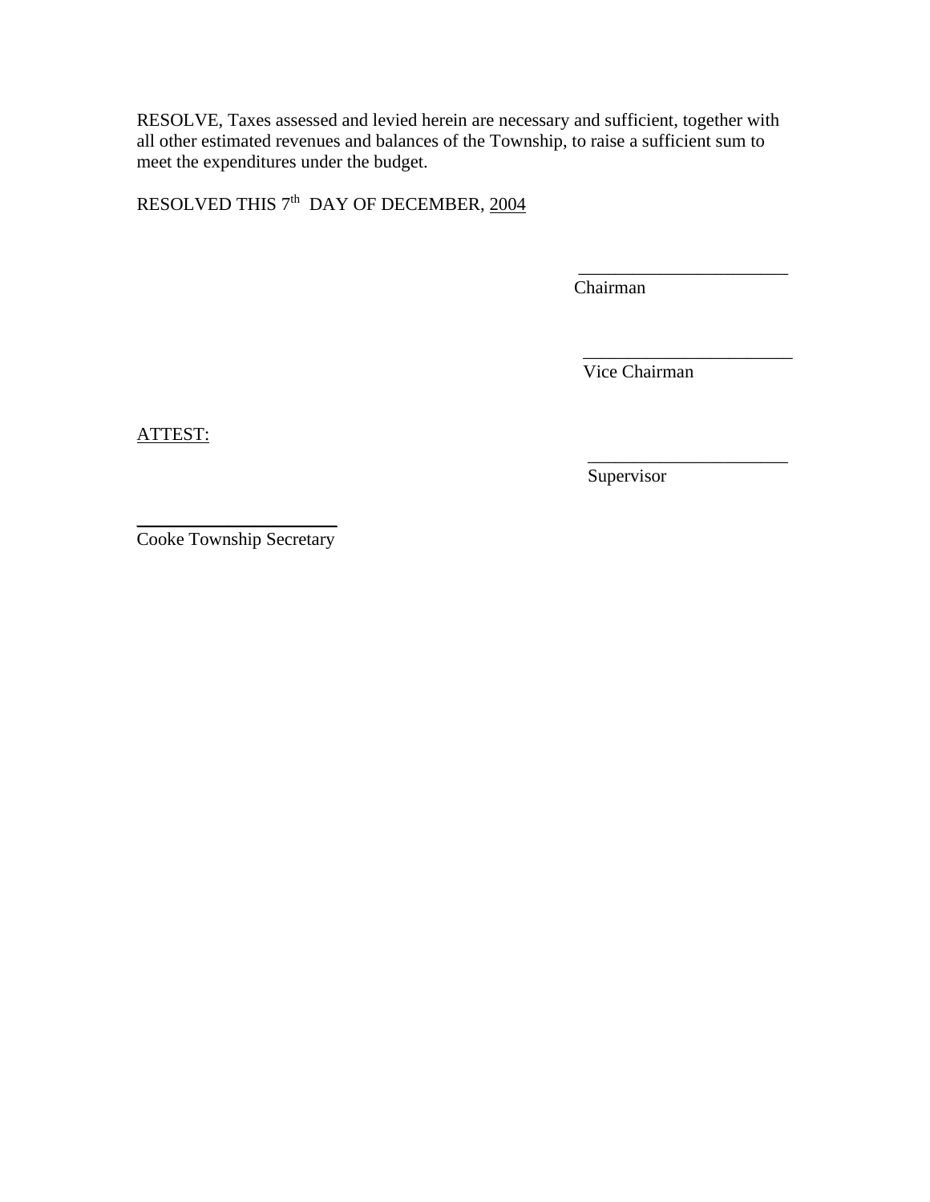RESOLVE, Taxes assessed and levied herein are necessary and sufficient, together with all other estimated revenues and balances of the Township, to raise a sufficient sum to meet the expenditures under the budget.

RESOLVED THIS 7th DAY OF DECEMBER, 2004

_______________________
Chairman

_______________________
Vice Chairman

ATTEST:

_______________________
Supervisor

_______________________
Cooke Township Secretary